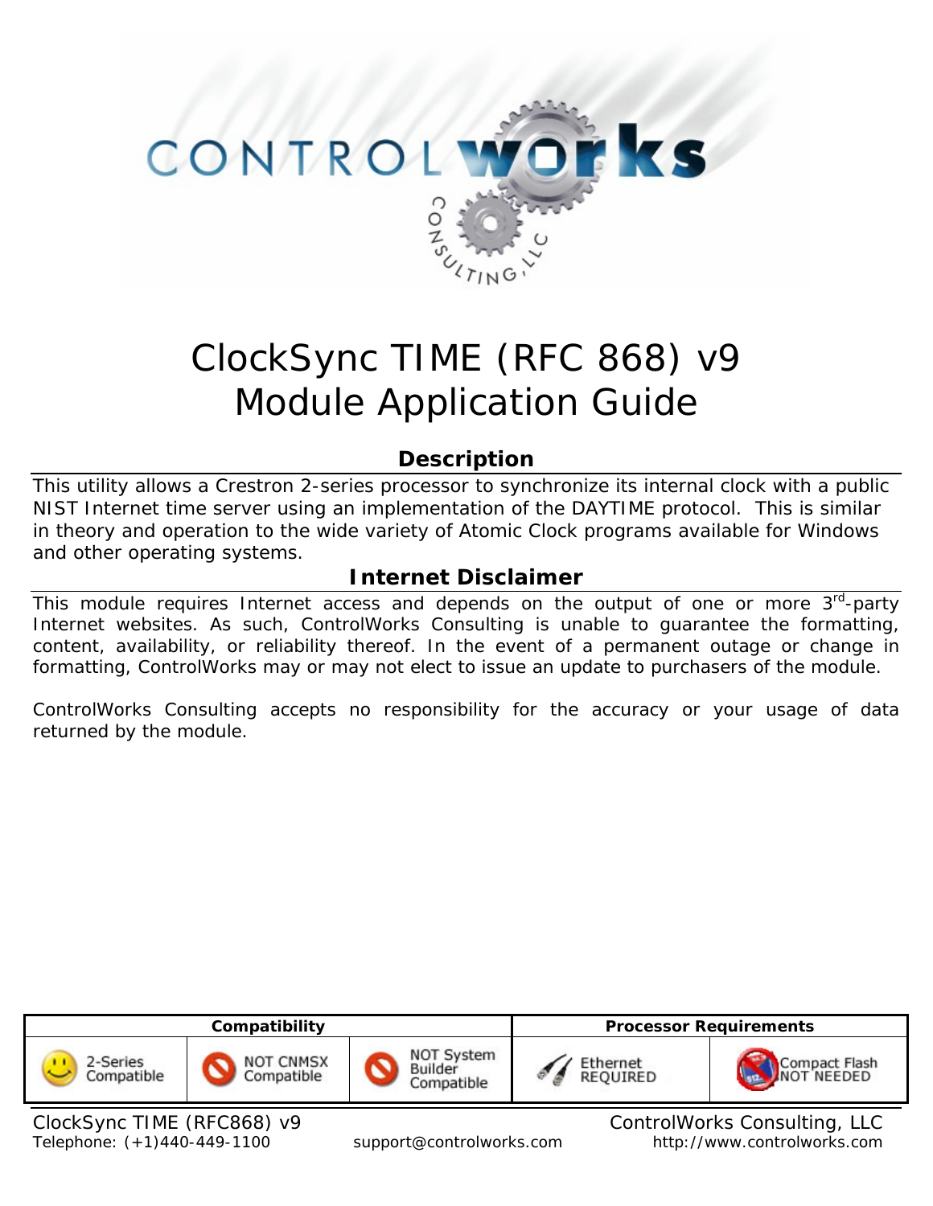# ClockSync TIME (RFC 868) v9
# Module Application Guide

## Description

This utility allows a Crestron 2-series processor to synchronize its internal clock with a public NIST Internet time server using an implementation of the DAYTIME protocol. This is similar in theory and operation to the wide variety of Atomic Clock programs available for Windows and other operating systems.

## Internet Disclaimer

This module requires Internet access and depends on the output of one or more 3rd-party Internet websites. As such, ControlWorks Consulting is unable to guarantee the formatting, content, availability, or reliability thereof. In the event of a permanent outage or change in formatting, ControlWorks may or may not elect to issue an update to purchasers of the module.

ControlWorks Consulting accepts no responsibility for the accuracy or your usage of data returned by the module.

| Compatibility | | | Processor Requirements | |
|---|---|---|---|---|
| 2-Series Compatible | NOT CNMSX Compatible | NOT System Builder Compatible | Ethernet REQUIRED | Compact Flash NOT NEEDED |

ClockSync TIME (RFC868) v9 — ControlWorks Consulting, LLC
Telephone: (+1)440-449-1100 — support@controlworks.com — http://www.controlworks.com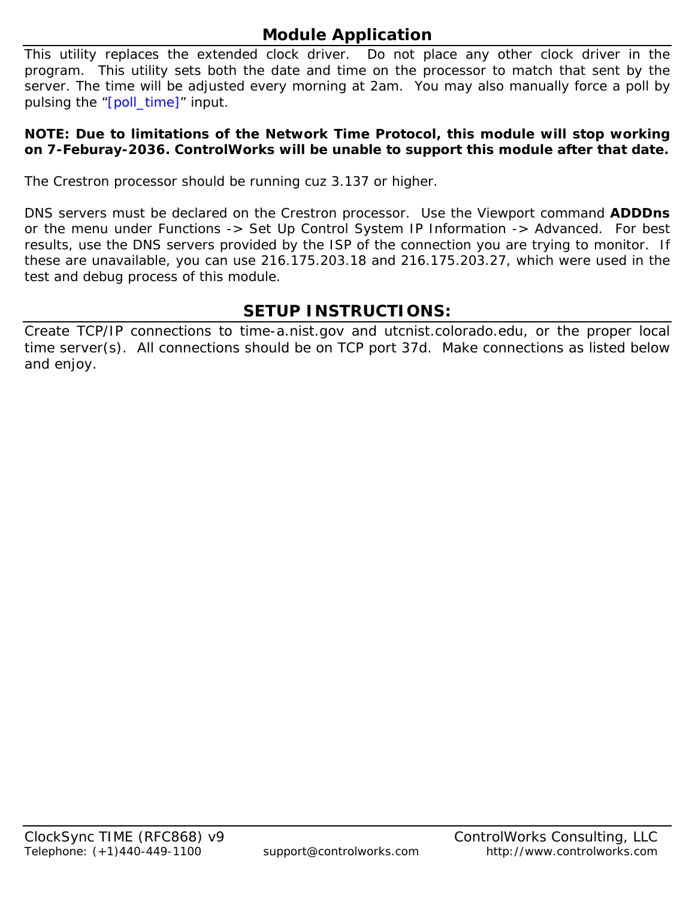## Module Application

This utility replaces the extended clock driver. Do not place any other clock driver in the program. This utility sets both the date and time on the processor to match that sent by the server. The time will be adjusted every morning at 2am. You may also manually force a poll by pulsing the "[poll_time]" input.

**NOTE: Due to limitations of the Network Time Protocol, this module will stop working on 7-Feburay-2036. ControlWorks will be unable to support this module after that date.**

The Crestron processor should be running cuz 3.137 or higher.

DNS servers must be declared on the Crestron processor. Use the Viewport command **ADDDns** or the menu under Functions -> Set Up Control System IP Information -> Advanced. For best results, use the DNS servers provided by the ISP of the connection you are trying to monitor. If these are unavailable, you can use 216.175.203.18 and 216.175.203.27, which were used in the test and debug process of this module.

## SETUP INSTRUCTIONS:

Create TCP/IP connections to time-a.nist.gov and utcnist.colorado.edu, or the proper local time server(s). All connections should be on TCP port 37d. Make connections as listed below and enjoy.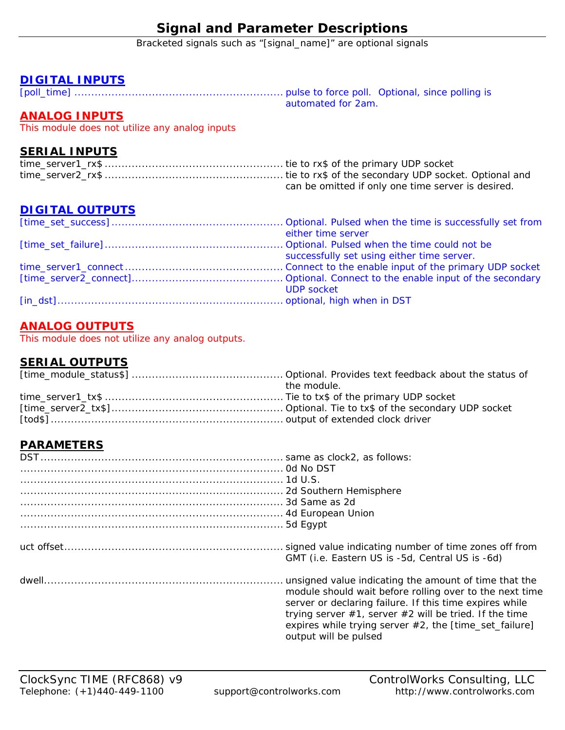# Signal and Parameter Descriptions

Bracketed signals such as "[signal_name]" are optional signals

## DIGITAL INPUTS

| Signal | Description |
|---|---|
| [poll_time] | pulse to force poll. Optional, since polling is automated for 2am. |

## ANALOG INPUTS

This module does not utilize any analog inputs

## SERIAL INPUTS

| Signal | Description |
|---|---|
| time_server1_rx$ | tie to rx$ of the primary UDP socket |
| time_server2_rx$ | tie to rx$ of the secondary UDP socket. Optional and can be omitted if only one time server is desired. |

## DIGITAL OUTPUTS

| Signal | Description |
|---|---|
| [time_set_success] | Optional. Pulsed when the time is successfully set from either time server |
| [time_set_failure] | Optional. Pulsed when the time could not be successfully set using either time server. |
| time_server1_connect | Connect to the enable input of the primary UDP socket |
| [time_server2_connect] | Optional. Connect to the enable input of the secondary UDP socket |
| [in_dst] | optional, high when in DST |

## ANALOG OUTPUTS

This module does not utilize any analog outputs.

## SERIAL OUTPUTS

| Signal | Description |
|---|---|
| [time_module_status$] | Optional. Provides text feedback about the status of the module. |
| time_server1_tx$ | Tie to tx$ of the primary UDP socket |
| [time_server2_tx$] | Optional. Tie to tx$ of the secondary UDP socket |
| [tod$] | output of extended clock driver |

## PARAMETERS

| Parameter | Description |
|---|---|
| DST | same as clock2, as follows: |
| | 0d No DST |
| | 1d U.S. |
| | 2d Southern Hemisphere |
| | 3d Same as 2d |
| | 4d European Union |
| | 5d Egypt |
| uct offset | signed value indicating number of time zones off from GMT (i.e. Eastern US is -5d, Central US is -6d) |
| dwell | unsigned value indicating the amount of time that the module should wait before rolling over to the next time server or declaring failure. If this time expires while trying server #1, server #2 will be tried. If the time expires while trying server #2, the [time_set_failure] output will be pulsed |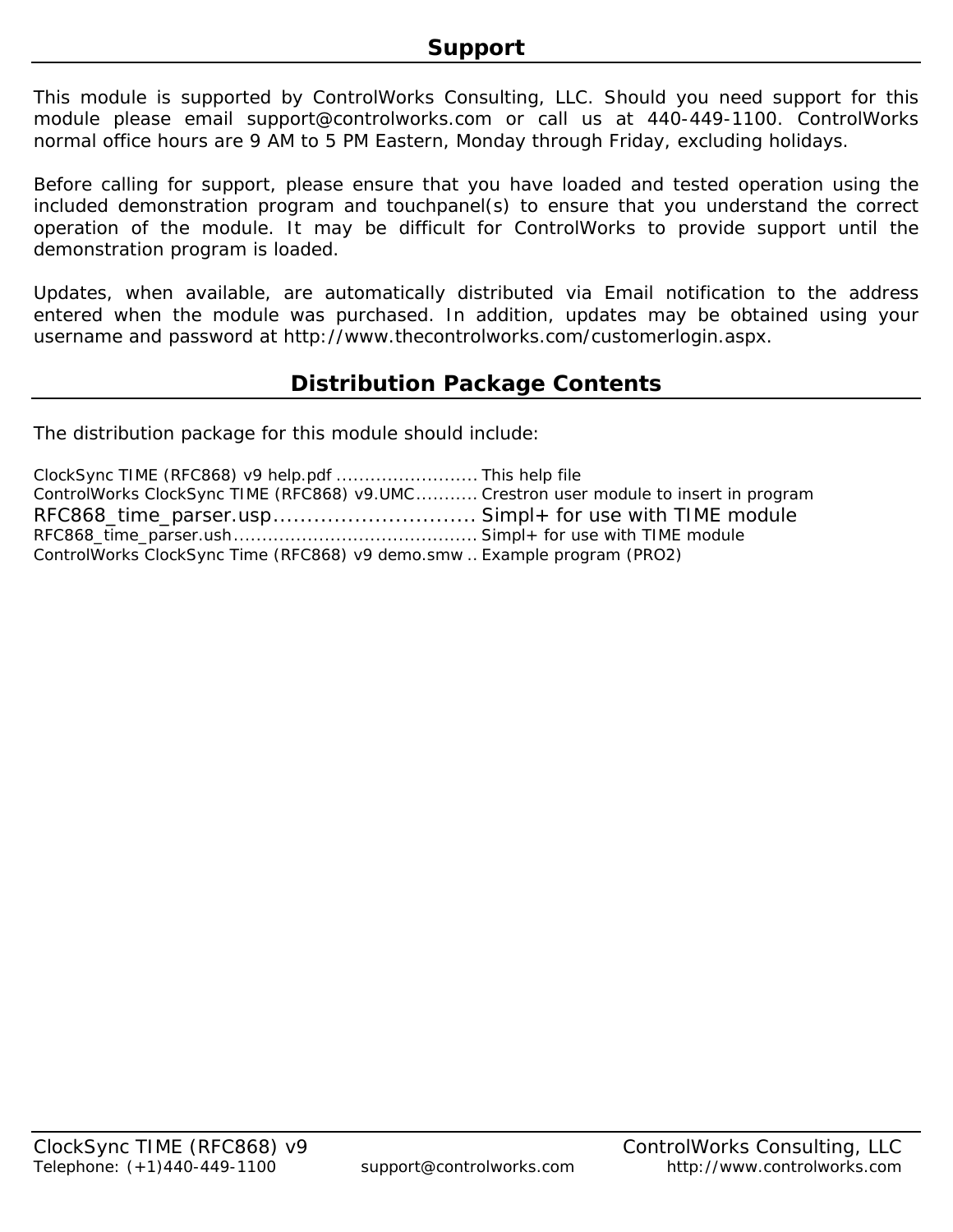## Support

This module is supported by ControlWorks Consulting, LLC. Should you need support for this module please email support@controlworks.com or call us at 440-449-1100. ControlWorks normal office hours are 9 AM to 5 PM Eastern, Monday through Friday, excluding holidays.

Before calling for support, please ensure that you have loaded and tested operation using the included demonstration program and touchpanel(s) to ensure that you understand the correct operation of the module. It may be difficult for ControlWorks to provide support until the demonstration program is loaded.

Updates, when available, are automatically distributed via Email notification to the address entered when the module was purchased. In addition, updates may be obtained using your username and password at http://www.thecontrolworks.com/customerlogin.aspx.

## Distribution Package Contents

The distribution package for this module should include:

ClockSync TIME (RFC868) v9 help.pdf ......................... This help file
ControlWorks ClockSync TIME (RFC868) v9.UMC........... Crestron user module to insert in program
RFC868_time_parser.usp.............................. Simpl+ for use with TIME module
RFC868_time_parser.ush........................................... Simpl+ for use with TIME module
ControlWorks ClockSync Time (RFC868) v9 demo.smw .. Example program (PRO2)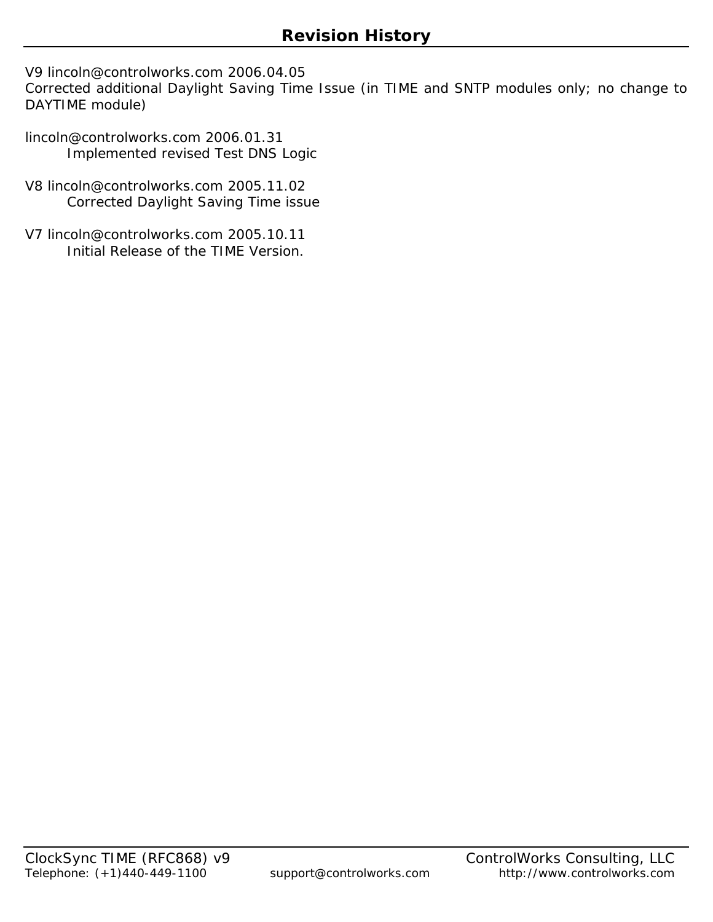# Revision History

V9 lincoln@controlworks.com 2006.04.05
Corrected additional Daylight Saving Time Issue (in TIME and SNTP modules only; no change to DAYTIME module)

lincoln@controlworks.com 2006.01.31
Implemented revised Test DNS Logic

V8 lincoln@controlworks.com 2005.11.02
Corrected Daylight Saving Time issue

V7 lincoln@controlworks.com 2005.10.11
Initial Release of the TIME Version.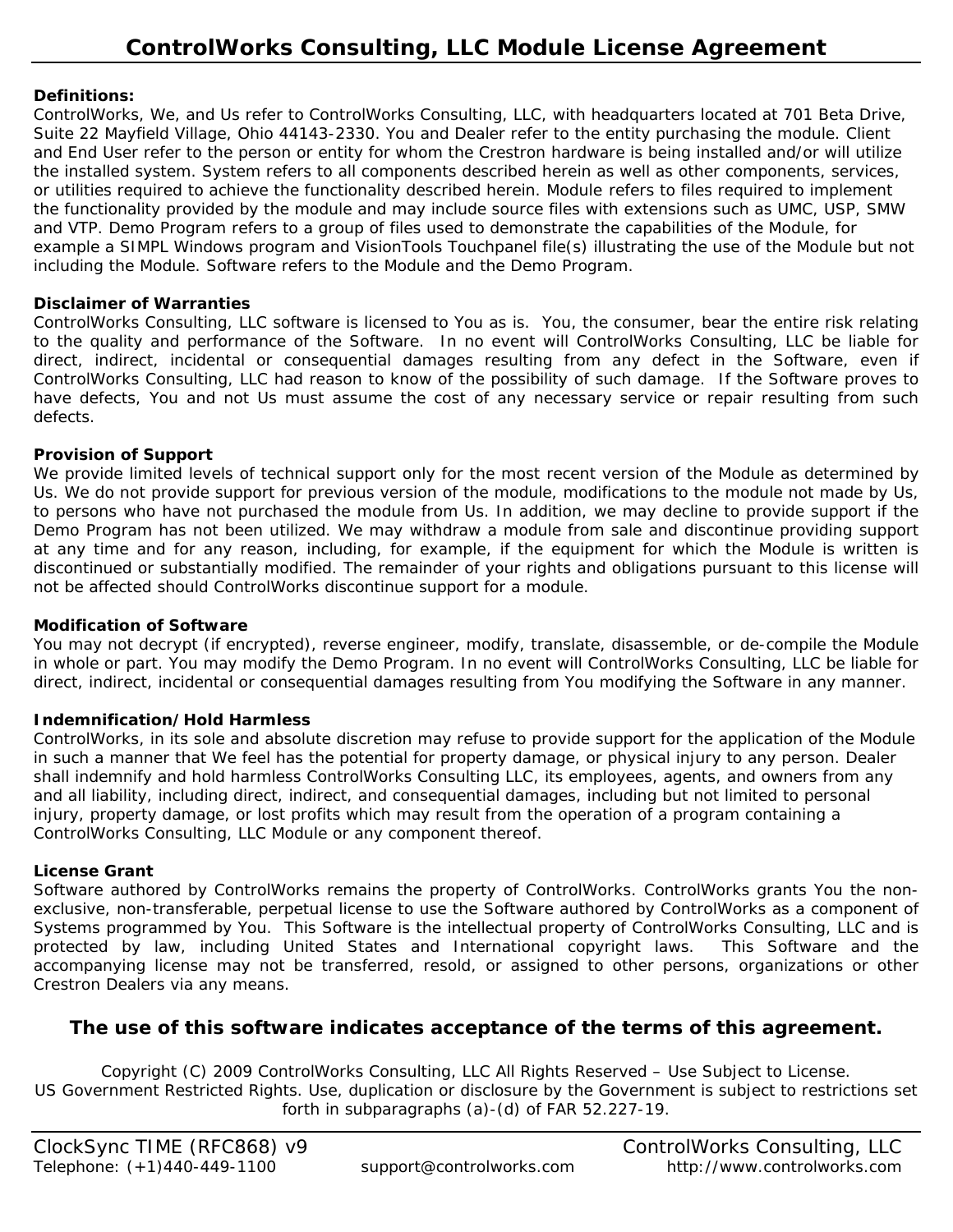# ControlWorks Consulting, LLC Module License Agreement

**Definitions:**

ControlWorks, We, and Us refer to ControlWorks Consulting, LLC, with headquarters located at 701 Beta Drive, Suite 22 Mayfield Village, Ohio 44143-2330. You and Dealer refer to the entity purchasing the module. Client and End User refer to the person or entity for whom the Crestron hardware is being installed and/or will utilize the installed system. System refers to all components described herein as well as other components, services, or utilities required to achieve the functionality described herein. Module refers to files required to implement the functionality provided by the module and may include source files with extensions such as UMC, USP, SMW and VTP. Demo Program refers to a group of files used to demonstrate the capabilities of the Module, for example a SIMPL Windows program and VisionTools Touchpanel file(s) illustrating the use of the Module but not including the Module. Software refers to the Module and the Demo Program.

**Disclaimer of Warranties**

ControlWorks Consulting, LLC software is licensed to You as is. You, the consumer, bear the entire risk relating to the quality and performance of the Software. In no event will ControlWorks Consulting, LLC be liable for direct, indirect, incidental or consequential damages resulting from any defect in the Software, even if ControlWorks Consulting, LLC had reason to know of the possibility of such damage. If the Software proves to have defects, You and not Us must assume the cost of any necessary service or repair resulting from such defects.

**Provision of Support**

We provide limited levels of technical support only for the most recent version of the Module as determined by Us. We do not provide support for previous version of the module, modifications to the module not made by Us, to persons who have not purchased the module from Us. In addition, we may decline to provide support if the Demo Program has not been utilized. We may withdraw a module from sale and discontinue providing support at any time and for any reason, including, for example, if the equipment for which the Module is written is discontinued or substantially modified. The remainder of your rights and obligations pursuant to this license will not be affected should ControlWorks discontinue support for a module.

**Modification of Software**

You may not decrypt (if encrypted), reverse engineer, modify, translate, disassemble, or de-compile the Module in whole or part. You may modify the Demo Program. In no event will ControlWorks Consulting, LLC be liable for direct, indirect, incidental or consequential damages resulting from You modifying the Software in any manner.

**Indemnification/Hold Harmless**

ControlWorks, in its sole and absolute discretion may refuse to provide support for the application of the Module in such a manner that We feel has the potential for property damage, or physical injury to any person. Dealer shall indemnify and hold harmless ControlWorks Consulting LLC, its employees, agents, and owners from any and all liability, including direct, indirect, and consequential damages, including but not limited to personal injury, property damage, or lost profits which may result from the operation of a program containing a ControlWorks Consulting, LLC Module or any component thereof.

**License Grant**

Software authored by ControlWorks remains the property of ControlWorks. ControlWorks grants You the non-exclusive, non-transferable, perpetual license to use the Software authored by ControlWorks as a component of Systems programmed by You. This Software is the intellectual property of ControlWorks Consulting, LLC and is protected by law, including United States and International copyright laws. This Software and the accompanying license may not be transferred, resold, or assigned to other persons, organizations or other Crestron Dealers via any means.

**The use of this software indicates acceptance of the terms of this agreement.**

Copyright (C) 2009 ControlWorks Consulting, LLC All Rights Reserved – Use Subject to License.
US Government Restricted Rights. Use, duplication or disclosure by the Government is subject to restrictions set forth in subparagraphs (a)-(d) of FAR 52.227-19.